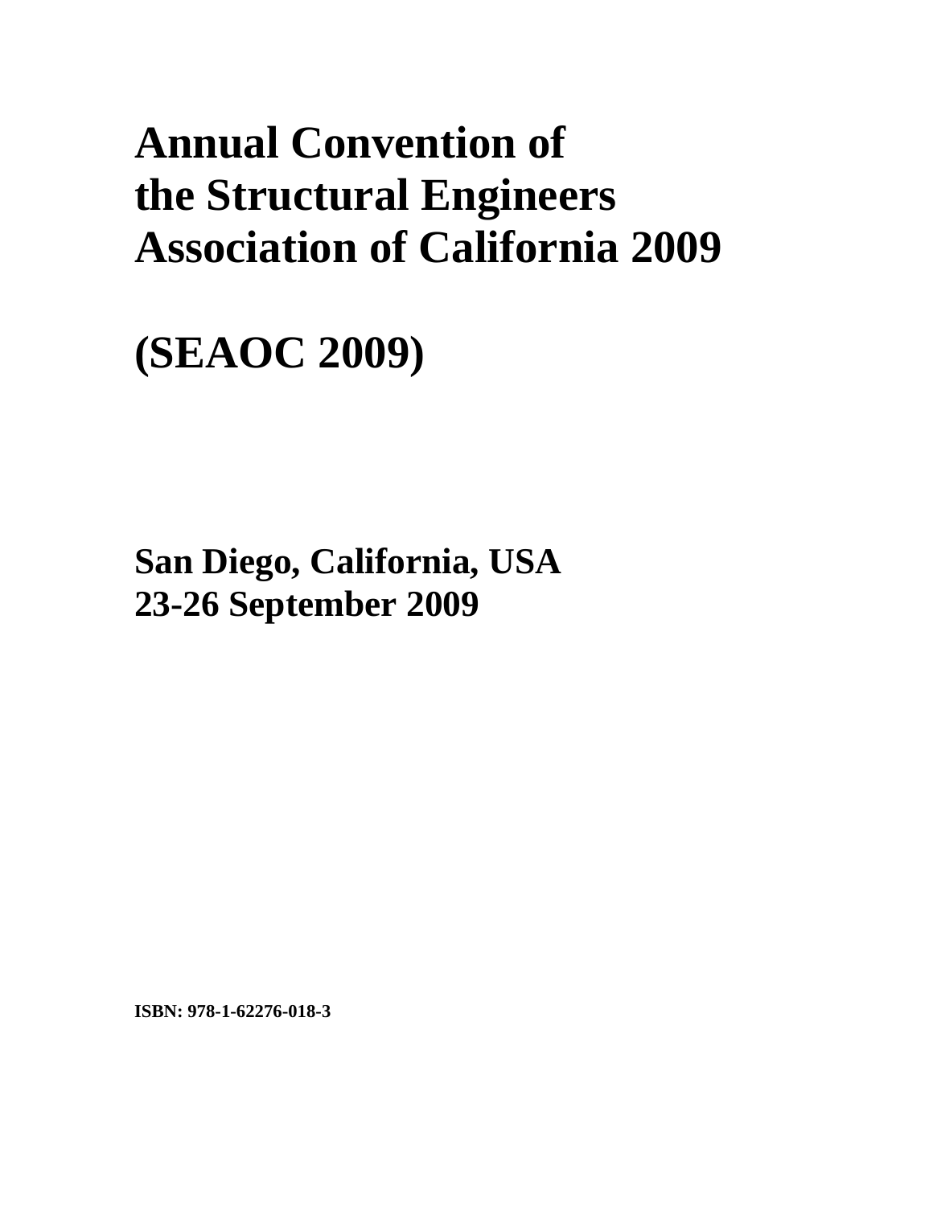# Annual Convention of the Structural Engineers Association of California 2009

# (SEAOC 2009)

**San Diego, California, USA**
**23-26 September 2009**

**ISBN: 978-1-62276-018-3**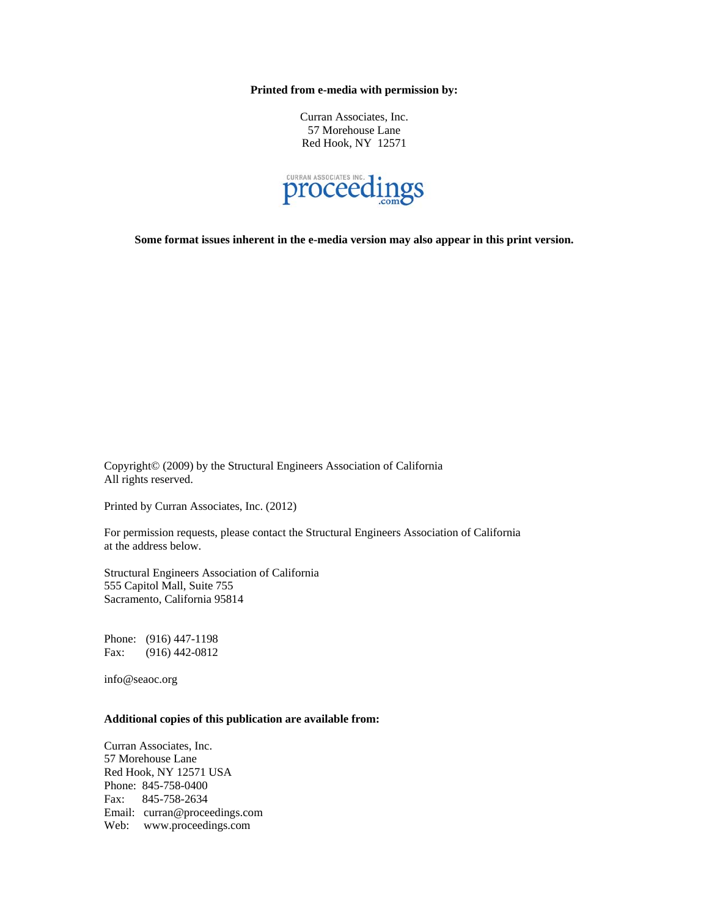**Printed from e-media with permission by:**

Curran Associates, Inc.
57 Morehouse Lane
Red Hook, NY 12571

CURRAN ASSOCIATES INC. proceedings .com

**Some format issues inherent in the e-media version may also appear in this print version.**

Copyright© (2009) by the Structural Engineers Association of California
All rights reserved.

Printed by Curran Associates, Inc. (2012)

For permission requests, please contact the Structural Engineers Association of California at the address below.

Structural Engineers Association of California
555 Capitol Mall, Suite 755
Sacramento, California 95814

Phone: (916) 447-1198
Fax: (916) 442-0812

info@seaoc.org

**Additional copies of this publication are available from:**

Curran Associates, Inc.
57 Morehouse Lane
Red Hook, NY 12571 USA
Phone: 845-758-0400
Fax: 845-758-2634
Email: curran@proceedings.com
Web: www.proceedings.com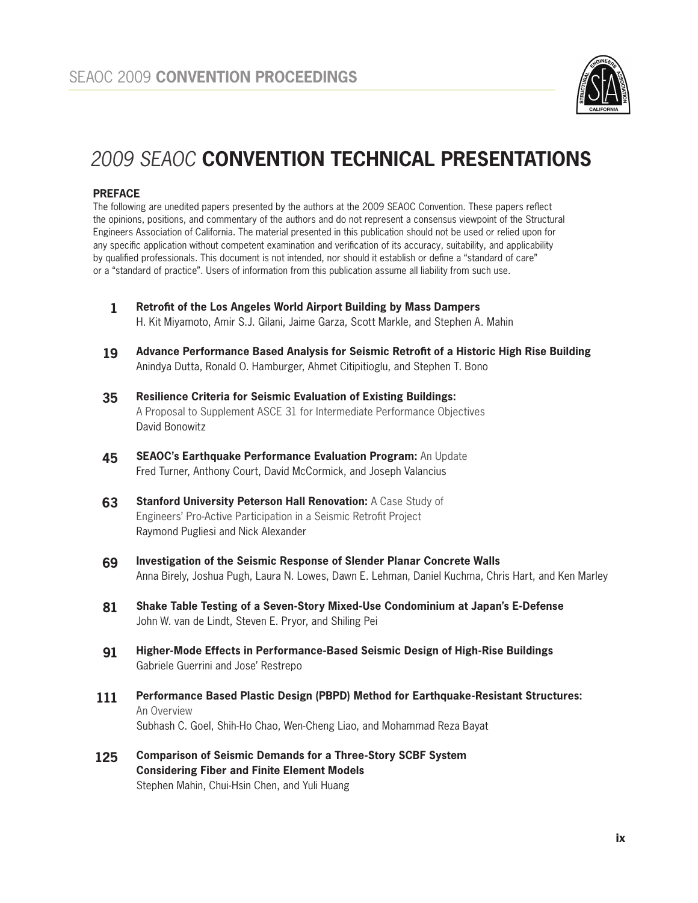# *2009 SEAOC* **CONVENTION TECHNICAL PRESENTATIONS**

### PREFACE

The following are unedited papers presented by the authors at the 2009 SEAOC Convention. These papers reflect the opinions, positions, and commentary of the authors and do not represent a consensus viewpoint of the Structural Engineers Association of California. The material presented in this publication should not be used or relied upon for any specific application without competent examination and verification of its accuracy, suitability, and applicability by qualified professionals. This document is not intended, nor should it establish or define a "standard of care" or a "standard of practice". Users of information from this publication assume all liability from such use.

**1** **Retrofit of the Los Angeles World Airport Building by Mass Dampers**
H. Kit Miyamoto, Amir S.J. Gilani, Jaime Garza, Scott Markle, and Stephen A. Mahin

**19** **Advance Performance Based Analysis for Seismic Retrofit of a Historic High Rise Building**
Anindya Dutta, Ronald O. Hamburger, Ahmet Citipitioglu, and Stephen T. Bono

**35** **Resilience Criteria for Seismic Evaluation of Existing Buildings:**
A Proposal to Supplement ASCE 31 for Intermediate Performance Objectives
David Bonowitz

**45** **SEAOC's Earthquake Performance Evaluation Program:** An Update
Fred Turner, Anthony Court, David McCormick, and Joseph Valancius

**63** **Stanford University Peterson Hall Renovation:** A Case Study of Engineers' Pro-Active Participation in a Seismic Retrofit Project
Raymond Pugliesi and Nick Alexander

**69** **Investigation of the Seismic Response of Slender Planar Concrete Walls**
Anna Birely, Joshua Pugh, Laura N. Lowes, Dawn E. Lehman, Daniel Kuchma, Chris Hart, and Ken Marley

**81** **Shake Table Testing of a Seven-Story Mixed-Use Condominium at Japan's E-Defense**
John W. van de Lindt, Steven E. Pryor, and Shiling Pei

**91** **Higher-Mode Effects in Performance-Based Seismic Design of High-Rise Buildings**
Gabriele Guerrini and Jose' Restrepo

**111** **Performance Based Plastic Design (PBPD) Method for Earthquake-Resistant Structures:** An Overview
Subhash C. Goel, Shih-Ho Chao, Wen-Cheng Liao, and Mohammad Reza Bayat

**125** **Comparison of Seismic Demands for a Three-Story SCBF System Considering Fiber and Finite Element Models**
Stephen Mahin, Chui-Hsin Chen, and Yuli Huang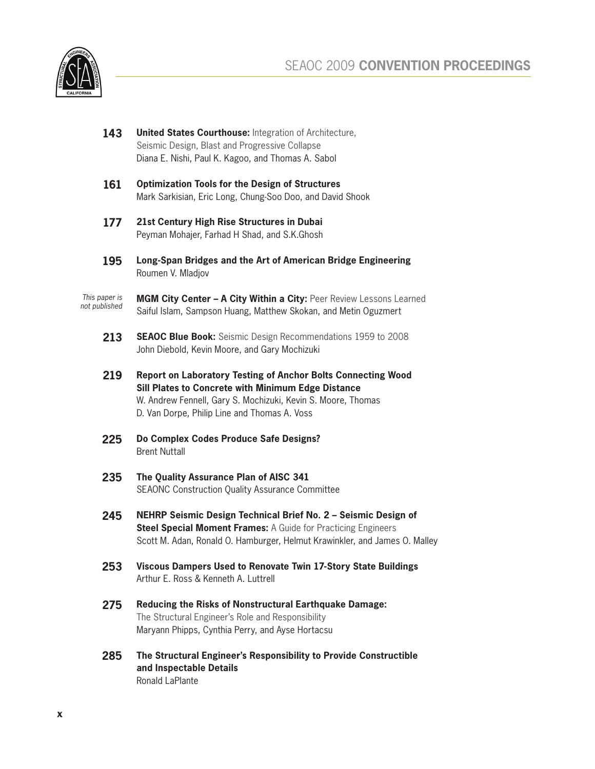**143** **United States Courthouse:** Integration of Architecture, Seismic Design, Blast and Progressive Collapse
Diana E. Nishi, Paul K. Kagoo, and Thomas A. Sabol

**161** **Optimization Tools for the Design of Structures**
Mark Sarkisian, Eric Long, Chung-Soo Doo, and David Shook

**177** **21st Century High Rise Structures in Dubai**
Peyman Mohajer, Farhad H Shad, and S.K.Ghosh

**195** **Long-Span Bridges and the Art of American Bridge Engineering**
Roumen V. Mladjov

*This paper is not published* **MGM City Center – A City Within a City:** Peer Review Lessons Learned
Saiful Islam, Sampson Huang, Matthew Skokan, and Metin Oguzmert

**213** **SEAOC Blue Book:** Seismic Design Recommendations 1959 to 2008
John Diebold, Kevin Moore, and Gary Mochizuki

**219** **Report on Laboratory Testing of Anchor Bolts Connecting Wood Sill Plates to Concrete with Minimum Edge Distance**
W. Andrew Fennell, Gary S. Mochizuki, Kevin S. Moore, Thomas D. Van Dorpe, Philip Line and Thomas A. Voss

**225** **Do Complex Codes Produce Safe Designs?**
Brent Nuttall

**235** **The Quality Assurance Plan of AISC 341**
SEAONC Construction Quality Assurance Committee

**245** **NEHRP Seismic Design Technical Brief No. 2 – Seismic Design of Steel Special Moment Frames:** A Guide for Practicing Engineers
Scott M. Adan, Ronald O. Hamburger, Helmut Krawinkler, and James O. Malley

**253** **Viscous Dampers Used to Renovate Twin 17-Story State Buildings**
Arthur E. Ross & Kenneth A. Luttrell

**275** **Reducing the Risks of Nonstructural Earthquake Damage:** The Structural Engineer's Role and Responsibility
Maryann Phipps, Cynthia Perry, and Ayse Hortacsu

**285** **The Structural Engineer's Responsibility to Provide Constructible and Inspectable Details**
Ronald LaPlante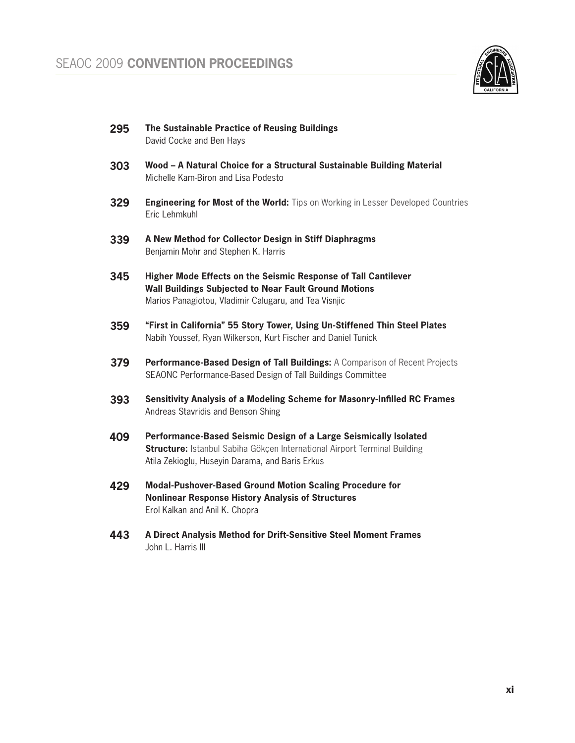**295** **The Sustainable Practice of Reusing Buildings**
David Cocke and Ben Hays

**303** **Wood – A Natural Choice for a Structural Sustainable Building Material**
Michelle Kam-Biron and Lisa Podesto

**329** **Engineering for Most of the World:** Tips on Working in Lesser Developed Countries
Eric Lehmkuhl

**339** **A New Method for Collector Design in Stiff Diaphragms**
Benjamin Mohr and Stephen K. Harris

**345** **Higher Mode Effects on the Seismic Response of Tall Cantilever Wall Buildings Subjected to Near Fault Ground Motions**
Marios Panagiotou, Vladimir Calugaru, and Tea Visnjic

**359** **"First in California" 55 Story Tower, Using Un-Stiffened Thin Steel Plates**
Nabih Youssef, Ryan Wilkerson, Kurt Fischer and Daniel Tunick

**379** **Performance-Based Design of Tall Buildings:** A Comparison of Recent Projects
SEAONC Performance-Based Design of Tall Buildings Committee

**393** **Sensitivity Analysis of a Modeling Scheme for Masonry-Infilled RC Frames**
Andreas Stavridis and Benson Shing

**409** **Performance-Based Seismic Design of a Large Seismically Isolated Structure:** Istanbul Sabiha Gökçen International Airport Terminal Building
Atila Zekioglu, Huseyin Darama, and Baris Erkus

**429** **Modal-Pushover-Based Ground Motion Scaling Procedure for Nonlinear Response History Analysis of Structures**
Erol Kalkan and Anil K. Chopra

**443** **A Direct Analysis Method for Drift-Sensitive Steel Moment Frames**
John L. Harris III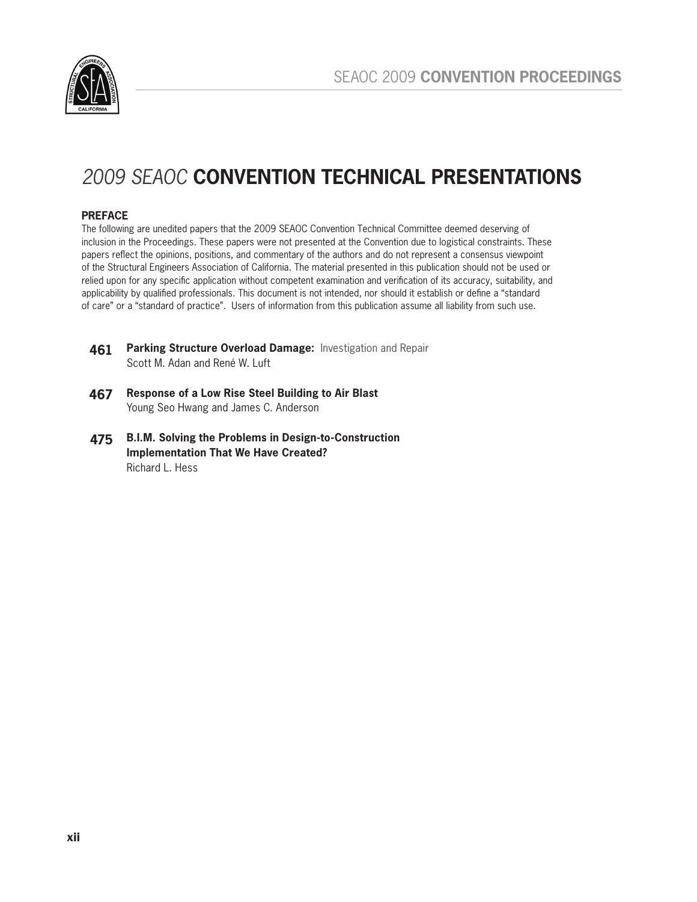# *2009 SEAOC* CONVENTION TECHNICAL PRESENTATIONS

**PREFACE**

The following are unedited papers that the 2009 SEAOC Convention Technical Committee deemed deserving of inclusion in the Proceedings. These papers were not presented at the Convention due to logistical constraints. These papers reflect the opinions, positions, and commentary of the authors and do not represent a consensus viewpoint of the Structural Engineers Association of California. The material presented in this publication should not be used or relied upon for any specific application without competent examination and verification of its accuracy, suitability, and applicability by qualified professionals. This document is not intended, nor should it establish or define a "standard of care" or a "standard of practice". Users of information from this publication assume all liability from such use.

**461** **Parking Structure Overload Damage:** Investigation and Repair
Scott M. Adan and René W. Luft

**467** **Response of a Low Rise Steel Building to Air Blast**
Young Seo Hwang and James C. Anderson

**475** **B.I.M. Solving the Problems in Design-to-Construction Implementation That We Have Created?**
Richard L. Hess